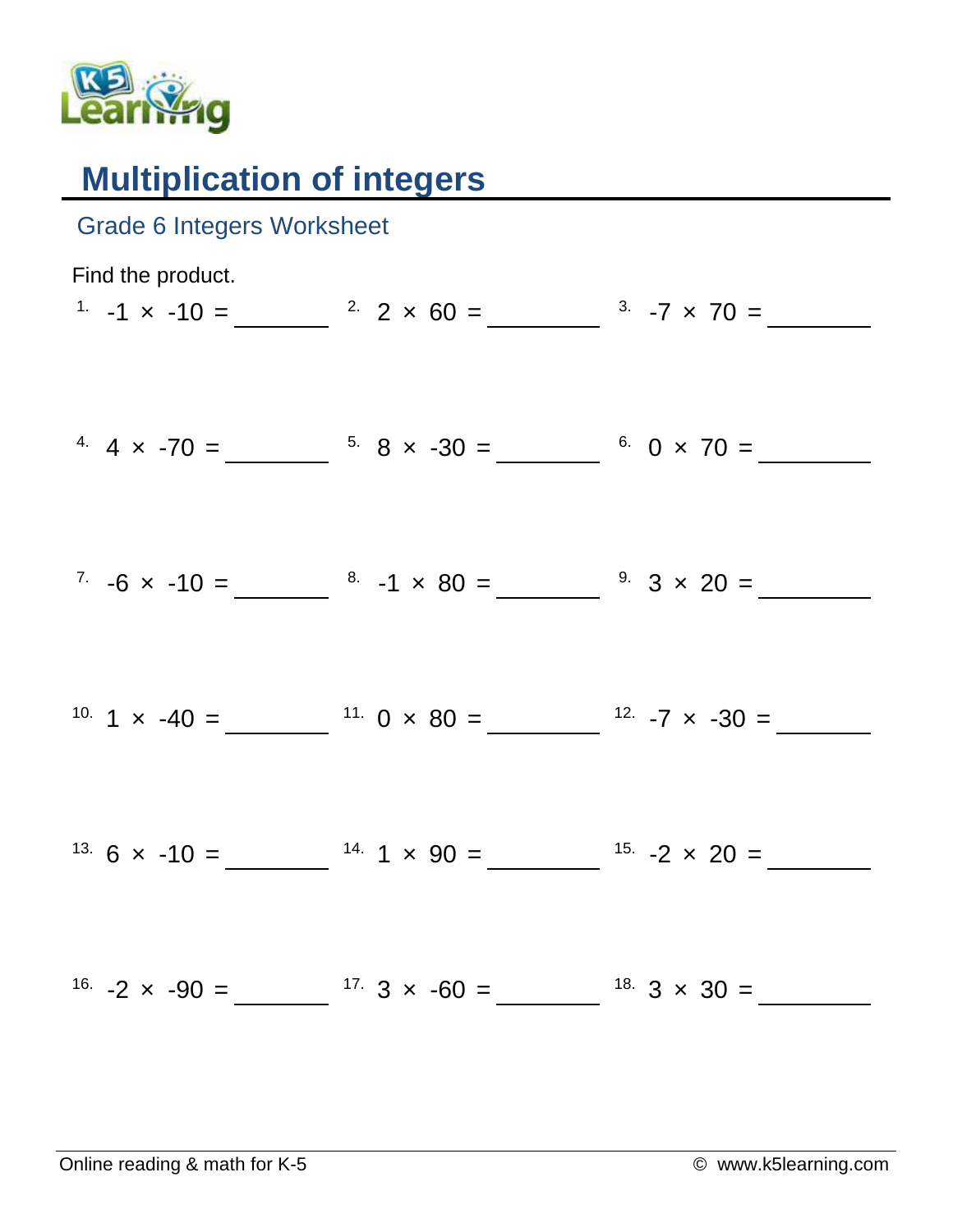# Multiplication of integers

## Grade 6 Integers Worksheet

Find the product.

1. $-1 \times -10 =$ ______
2. $2 \times 60 =$ ______
3. $-7 \times 70 =$ ______
4. $4 \times -70 =$ ______
5. $8 \times -30 =$ ______
6. $0 \times 70 =$ ______
7. $-6 \times -10 =$ ______
8. $-1 \times 80 =$ ______
9. $3 \times 20 =$ ______
10. $1 \times -40 =$ ______
11. $0 \times 80 =$ ______
12. $-7 \times -30 =$ ______
13. $6 \times -10 =$ ______
14. $1 \times 90 =$ ______
15. $-2 \times 20 =$ ______
16. $-2 \times -90 =$ ______
17. $3 \times -60 =$ ______
18. $3 \times 30 =$ ______

Online reading & math for K-5 © www.k5learning.com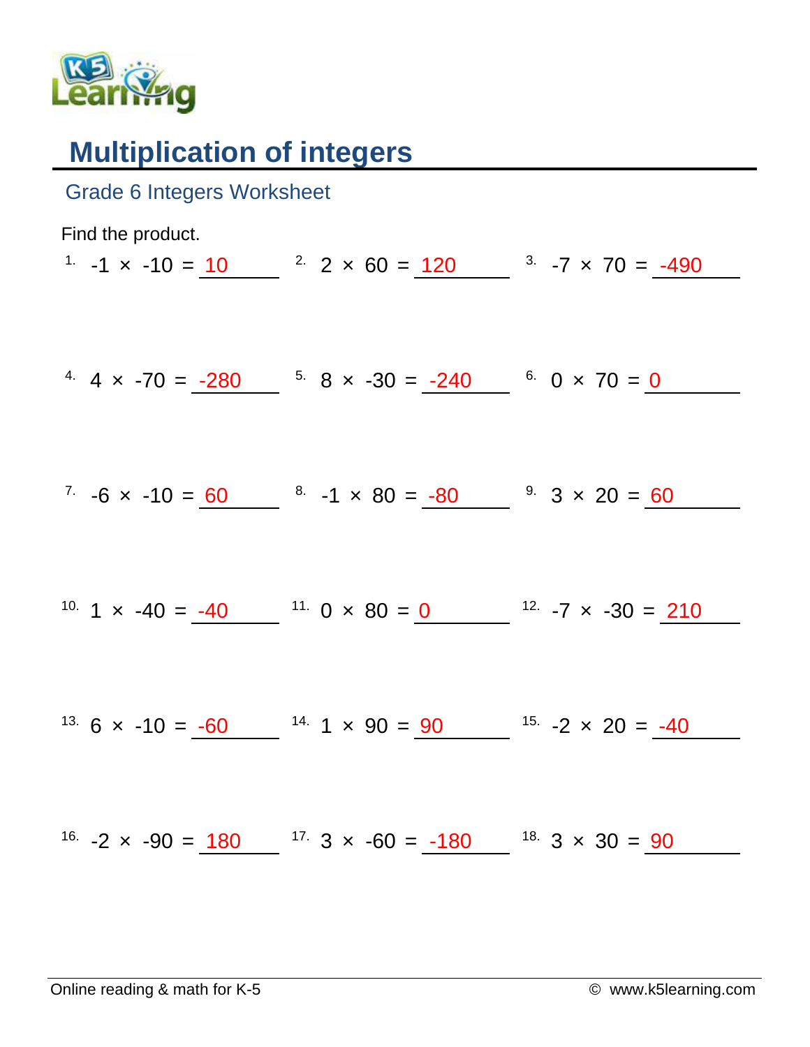# Multiplication of integers

## Grade 6 Integers Worksheet

Find the product.

1. $-1 \times -10 =$ 10
2. $2 \times 60 =$ 120
3. $-7 \times 70 =$ -490
4. $4 \times -70 =$ -280
5. $8 \times -30 =$ -240
6. $0 \times 70 =$ 0
7. $-6 \times -10 =$ 60
8. $-1 \times 80 =$ -80
9. $3 \times 20 =$ 60
10. $1 \times -40 =$ -40
11. $0 \times 80 =$ 0
12. $-7 \times -30 =$ 210
13. $6 \times -10 =$ -60
14. $1 \times 90 =$ 90
15. $-2 \times 20 =$ -40
16. $-2 \times -90 =$ 180
17. $3 \times -60 =$ -180
18. $3 \times 30 =$ 90